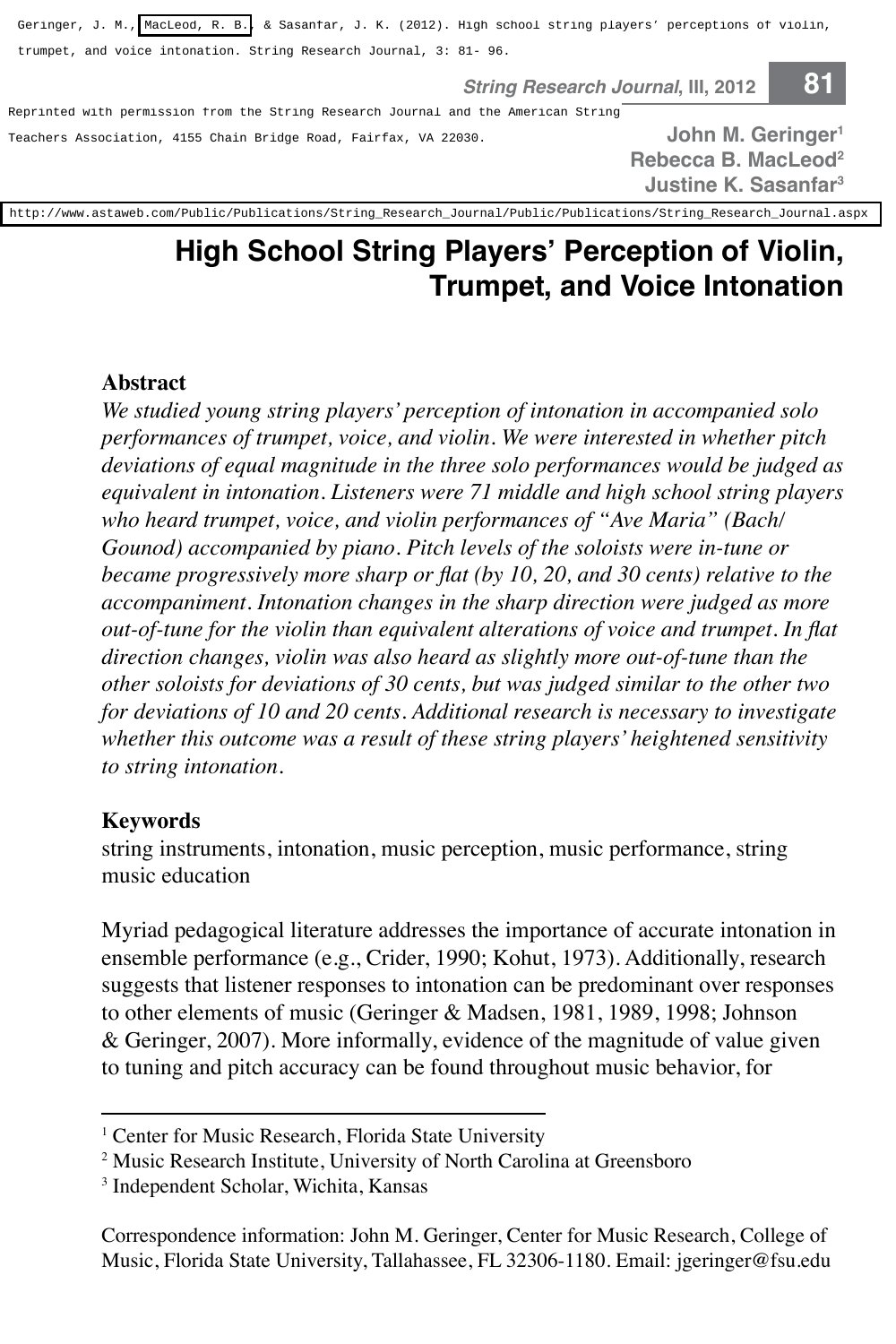Geringer, J. M., MacLeod, R. B., & Sasanfar, J. K. (2012). High school string players' perceptions of violin, trumpet, and voice intonation. String Research Journal, 3: 81- 96.

Reprinted with permission from the String Research Journal and the American String Teachers Association, 4155 Chain Bridge Road, Fairfax, VA 22030.

http://www.astaweb.com/Public/Publications/String_Research_Journal/Public/Publications/String_Research_Journal.aspx

John M. Geringer[1]
Rebecca B. MacLeod[2]
Justine K. Sasanfar[3]

# High School String Players' Perception of Violin, Trumpet, and Voice Intonation

## Abstract

*We studied young string players' perception of intonation in accompanied solo performances of trumpet, voice, and violin. We were interested in whether pitch deviations of equal magnitude in the three solo performances would be judged as equivalent in intonation. Listeners were 71 middle and high school string players who heard trumpet, voice, and violin performances of "Ave Maria" (Bach/Gounod) accompanied by piano. Pitch levels of the soloists were in-tune or became progressively more sharp or flat (by 10, 20, and 30 cents) relative to the accompaniment. Intonation changes in the sharp direction were judged as more out-of-tune for the violin than equivalent alterations of voice and trumpet. In flat direction changes, violin was also heard as slightly more out-of-tune than the other soloists for deviations of 30 cents, but was judged similar to the other two for deviations of 10 and 20 cents. Additional research is necessary to investigate whether this outcome was a result of these string players' heightened sensitivity to string intonation.*

## Keywords

string instruments, intonation, music perception, music performance, string music education

Myriad pedagogical literature addresses the importance of accurate intonation in ensemble performance (e.g., Crider, 1990; Kohut, 1973). Additionally, research suggests that listener responses to intonation can be predominant over responses to other elements of music (Geringer & Madsen, 1981, 1989, 1998; Johnson & Geringer, 2007). More informally, evidence of the magnitude of value given to tuning and pitch accuracy can be found throughout music behavior, for

---

[1] Center for Music Research, Florida State University

[2] Music Research Institute, University of North Carolina at Greensboro

[3] Independent Scholar, Wichita, Kansas

Correspondence information: John M. Geringer, Center for Music Research, College of Music, Florida State University, Tallahassee, FL 32306-1180. Email: jgeringer@fsu.edu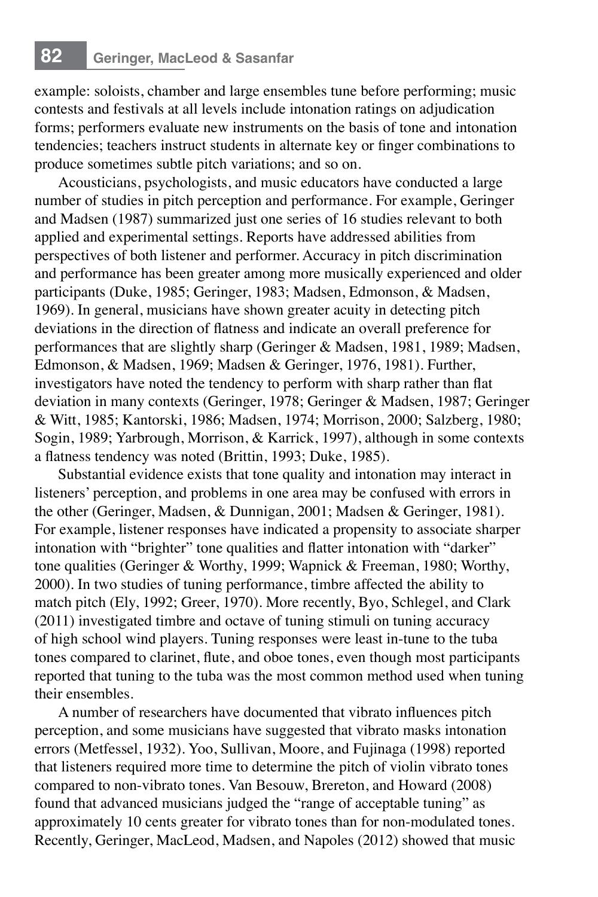example: soloists, chamber and large ensembles tune before performing; music contests and festivals at all levels include intonation ratings on adjudication forms; performers evaluate new instruments on the basis of tone and intonation tendencies; teachers instruct students in alternate key or finger combinations to produce sometimes subtle pitch variations; and so on.

Acousticians, psychologists, and music educators have conducted a large number of studies in pitch perception and performance. For example, Geringer and Madsen (1987) summarized just one series of 16 studies relevant to both applied and experimental settings. Reports have addressed abilities from perspectives of both listener and performer. Accuracy in pitch discrimination and performance has been greater among more musically experienced and older participants (Duke, 1985; Geringer, 1983; Madsen, Edmonson, & Madsen, 1969). In general, musicians have shown greater acuity in detecting pitch deviations in the direction of flatness and indicate an overall preference for performances that are slightly sharp (Geringer & Madsen, 1981, 1989; Madsen, Edmonson, & Madsen, 1969; Madsen & Geringer, 1976, 1981). Further, investigators have noted the tendency to perform with sharp rather than flat deviation in many contexts (Geringer, 1978; Geringer & Madsen, 1987; Geringer & Witt, 1985; Kantorski, 1986; Madsen, 1974; Morrison, 2000; Salzberg, 1980; Sogin, 1989; Yarbrough, Morrison, & Karrick, 1997), although in some contexts a flatness tendency was noted (Brittin, 1993; Duke, 1985).

Substantial evidence exists that tone quality and intonation may interact in listeners' perception, and problems in one area may be confused with errors in the other (Geringer, Madsen, & Dunnigan, 2001; Madsen & Geringer, 1981). For example, listener responses have indicated a propensity to associate sharper intonation with "brighter" tone qualities and flatter intonation with "darker" tone qualities (Geringer & Worthy, 1999; Wapnick & Freeman, 1980; Worthy, 2000). In two studies of tuning performance, timbre affected the ability to match pitch (Ely, 1992; Greer, 1970). More recently, Byo, Schlegel, and Clark (2011) investigated timbre and octave of tuning stimuli on tuning accuracy of high school wind players. Tuning responses were least in-tune to the tuba tones compared to clarinet, flute, and oboe tones, even though most participants reported that tuning to the tuba was the most common method used when tuning their ensembles.

A number of researchers have documented that vibrato influences pitch perception, and some musicians have suggested that vibrato masks intonation errors (Metfessel, 1932). Yoo, Sullivan, Moore, and Fujinaga (1998) reported that listeners required more time to determine the pitch of violin vibrato tones compared to non-vibrato tones. Van Besouw, Brereton, and Howard (2008) found that advanced musicians judged the "range of acceptable tuning" as approximately 10 cents greater for vibrato tones than for non-modulated tones. Recently, Geringer, MacLeod, Madsen, and Napoles (2012) showed that music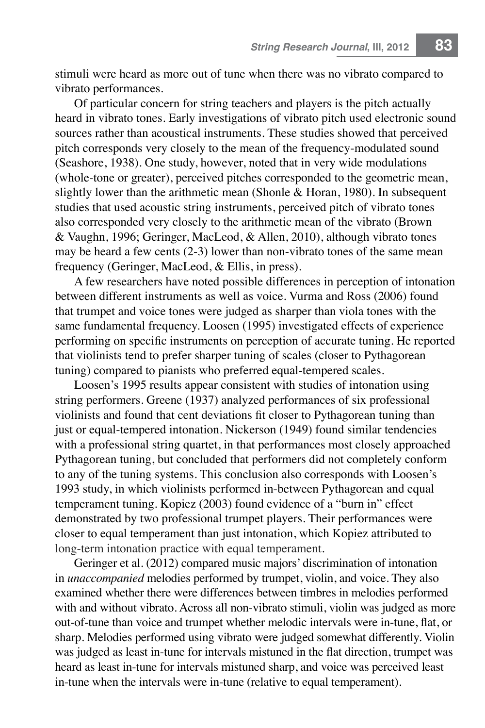stimuli were heard as more out of tune when there was no vibrato compared to vibrato performances.

Of particular concern for string teachers and players is the pitch actually heard in vibrato tones. Early investigations of vibrato pitch used electronic sound sources rather than acoustical instruments. These studies showed that perceived pitch corresponds very closely to the mean of the frequency-modulated sound (Seashore, 1938). One study, however, noted that in very wide modulations (whole-tone or greater), perceived pitches corresponded to the geometric mean, slightly lower than the arithmetic mean (Shonle & Horan, 1980). In subsequent studies that used acoustic string instruments, perceived pitch of vibrato tones also corresponded very closely to the arithmetic mean of the vibrato (Brown & Vaughn, 1996; Geringer, MacLeod, & Allen, 2010), although vibrato tones may be heard a few cents (2-3) lower than non-vibrato tones of the same mean frequency (Geringer, MacLeod, & Ellis, in press).

A few researchers have noted possible differences in perception of intonation between different instruments as well as voice. Vurma and Ross (2006) found that trumpet and voice tones were judged as sharper than viola tones with the same fundamental frequency. Loosen (1995) investigated effects of experience performing on specific instruments on perception of accurate tuning. He reported that violinists tend to prefer sharper tuning of scales (closer to Pythagorean tuning) compared to pianists who preferred equal-tempered scales.

Loosen's 1995 results appear consistent with studies of intonation using string performers. Greene (1937) analyzed performances of six professional violinists and found that cent deviations fit closer to Pythagorean tuning than just or equal-tempered intonation. Nickerson (1949) found similar tendencies with a professional string quartet, in that performances most closely approached Pythagorean tuning, but concluded that performers did not completely conform to any of the tuning systems. This conclusion also corresponds with Loosen's 1993 study, in which violinists performed in-between Pythagorean and equal temperament tuning. Kopiez (2003) found evidence of a "burn in" effect demonstrated by two professional trumpet players. Their performances were closer to equal temperament than just intonation, which Kopiez attributed to long-term intonation practice with equal temperament.

Geringer et al. (2012) compared music majors' discrimination of intonation in *unaccompanied* melodies performed by trumpet, violin, and voice. They also examined whether there were differences between timbres in melodies performed with and without vibrato. Across all non-vibrato stimuli, violin was judged as more out-of-tune than voice and trumpet whether melodic intervals were in-tune, flat, or sharp. Melodies performed using vibrato were judged somewhat differently. Violin was judged as least in-tune for intervals mistuned in the flat direction, trumpet was heard as least in-tune for intervals mistuned sharp, and voice was perceived least in-tune when the intervals were in-tune (relative to equal temperament).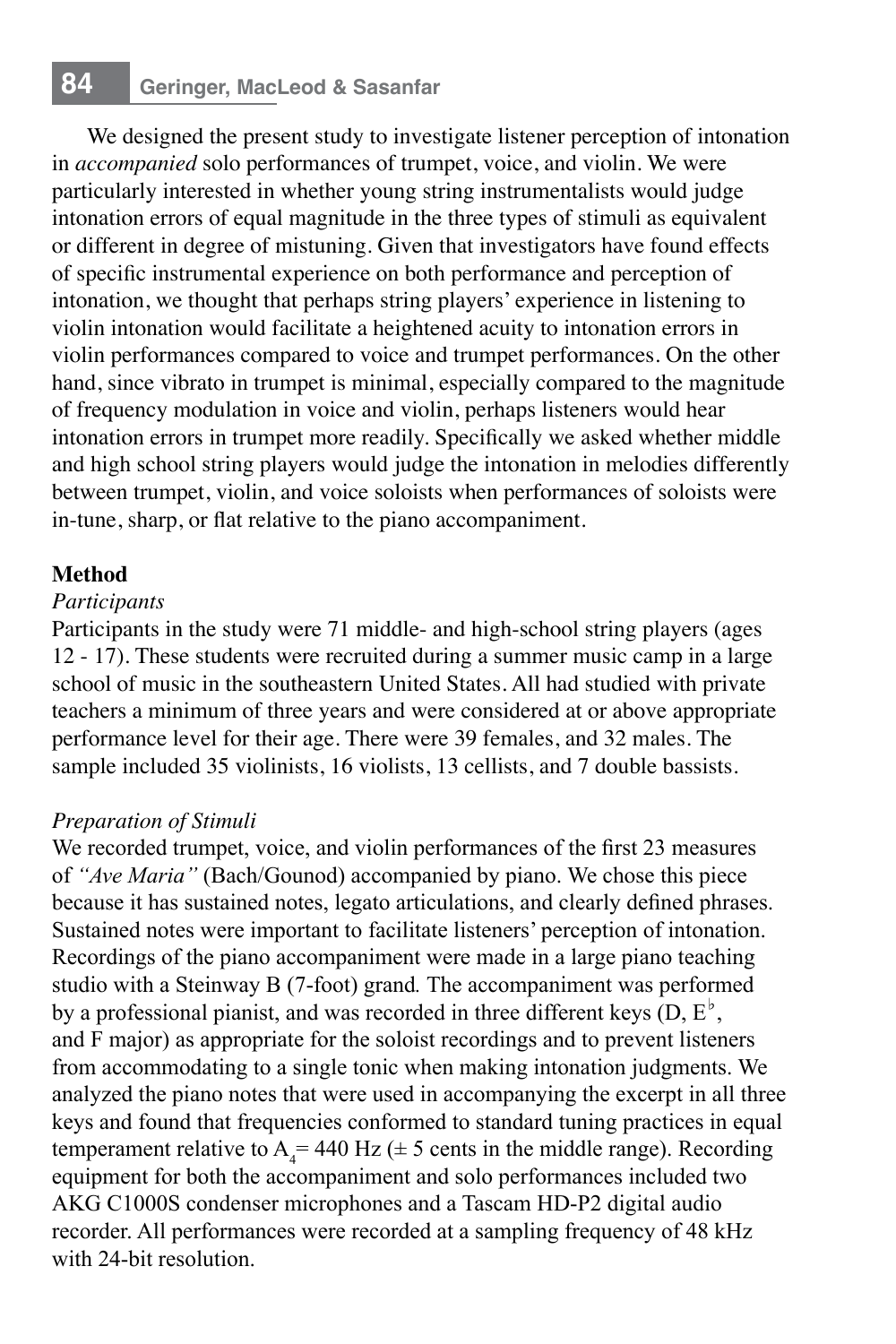We designed the present study to investigate listener perception of intonation in *accompanied* solo performances of trumpet, voice, and violin. We were particularly interested in whether young string instrumentalists would judge intonation errors of equal magnitude in the three types of stimuli as equivalent or different in degree of mistuning. Given that investigators have found effects of specific instrumental experience on both performance and perception of intonation, we thought that perhaps string players' experience in listening to violin intonation would facilitate a heightened acuity to intonation errors in violin performances compared to voice and trumpet performances. On the other hand, since vibrato in trumpet is minimal, especially compared to the magnitude of frequency modulation in voice and violin, perhaps listeners would hear intonation errors in trumpet more readily. Specifically we asked whether middle and high school string players would judge the intonation in melodies differently between trumpet, violin, and voice soloists when performances of soloists were in-tune, sharp, or flat relative to the piano accompaniment.

## Method

### *Participants*

Participants in the study were 71 middle- and high-school string players (ages 12 - 17). These students were recruited during a summer music camp in a large school of music in the southeastern United States. All had studied with private teachers a minimum of three years and were considered at or above appropriate performance level for their age. There were 39 females, and 32 males. The sample included 35 violinists, 16 violists, 13 cellists, and 7 double bassists.

### *Preparation of Stimuli*

We recorded trumpet, voice, and violin performances of the first 23 measures of *"Ave Maria"* (Bach/Gounod) accompanied by piano. We chose this piece because it has sustained notes, legato articulations, and clearly defined phrases. Sustained notes were important to facilitate listeners' perception of intonation. Recordings of the piano accompaniment were made in a large piano teaching studio with a Steinway B (7-foot) grand. The accompaniment was performed by a professional pianist, and was recorded in three different keys (D, E$^\flat$, and F major) as appropriate for the soloist recordings and to prevent listeners from accommodating to a single tonic when making intonation judgments. We analyzed the piano notes that were used in accompanying the excerpt in all three keys and found that frequencies conformed to standard tuning practices in equal temperament relative to $A_4$= 440 Hz (± 5 cents in the middle range). Recording equipment for both the accompaniment and solo performances included two AKG C1000S condenser microphones and a Tascam HD-P2 digital audio recorder. All performances were recorded at a sampling frequency of 48 kHz with 24-bit resolution.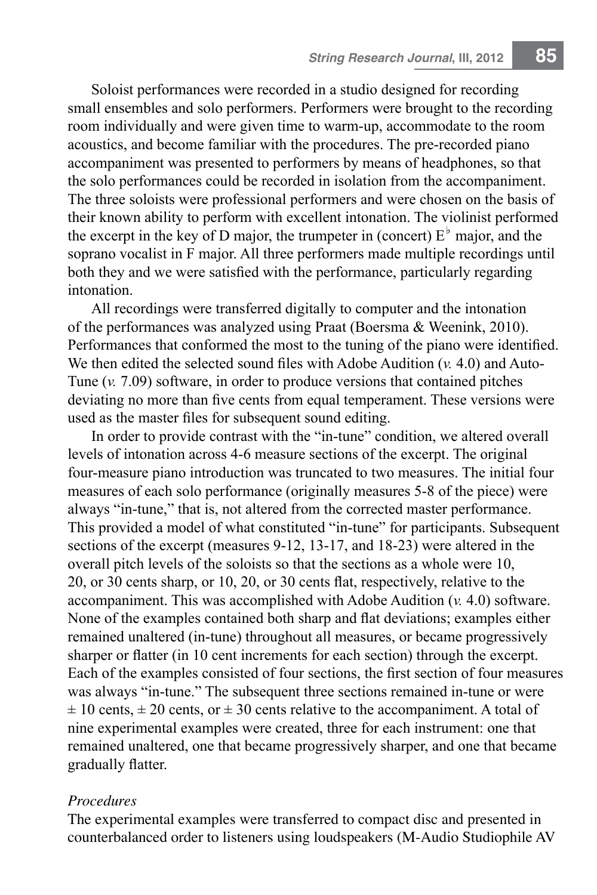Soloist performances were recorded in a studio designed for recording small ensembles and solo performers. Performers were brought to the recording room individually and were given time to warm-up, accommodate to the room acoustics, and become familiar with the procedures. The pre-recorded piano accompaniment was presented to performers by means of headphones, so that the solo performances could be recorded in isolation from the accompaniment. The three soloists were professional performers and were chosen on the basis of their known ability to perform with excellent intonation. The violinist performed the excerpt in the key of D major, the trumpeter in (concert) E♭ major, and the soprano vocalist in F major. All three performers made multiple recordings until both they and we were satisfied with the performance, particularly regarding intonation.

All recordings were transferred digitally to computer and the intonation of the performances was analyzed using Praat (Boersma & Weenink, 2010). Performances that conformed the most to the tuning of the piano were identified. We then edited the selected sound files with Adobe Audition (*v.* 4.0) and Auto-Tune (*v.* 7.09) software, in order to produce versions that contained pitches deviating no more than five cents from equal temperament. These versions were used as the master files for subsequent sound editing.

In order to provide contrast with the "in-tune" condition, we altered overall levels of intonation across 4-6 measure sections of the excerpt. The original four-measure piano introduction was truncated to two measures. The initial four measures of each solo performance (originally measures 5-8 of the piece) were always "in-tune," that is, not altered from the corrected master performance. This provided a model of what constituted "in-tune" for participants. Subsequent sections of the excerpt (measures 9-12, 13-17, and 18-23) were altered in the overall pitch levels of the soloists so that the sections as a whole were 10, 20, or 30 cents sharp, or 10, 20, or 30 cents flat, respectively, relative to the accompaniment. This was accomplished with Adobe Audition (*v.* 4.0) software. None of the examples contained both sharp and flat deviations; examples either remained unaltered (in-tune) throughout all measures, or became progressively sharper or flatter (in 10 cent increments for each section) through the excerpt. Each of the examples consisted of four sections, the first section of four measures was always "in-tune." The subsequent three sections remained in-tune or were $\pm$ 10 cents, $\pm$ 20 cents, or $\pm$ 30 cents relative to the accompaniment. A total of nine experimental examples were created, three for each instrument: one that remained unaltered, one that became progressively sharper, and one that became gradually flatter.

*Procedures*

The experimental examples were transferred to compact disc and presented in counterbalanced order to listeners using loudspeakers (M-Audio Studiophile AV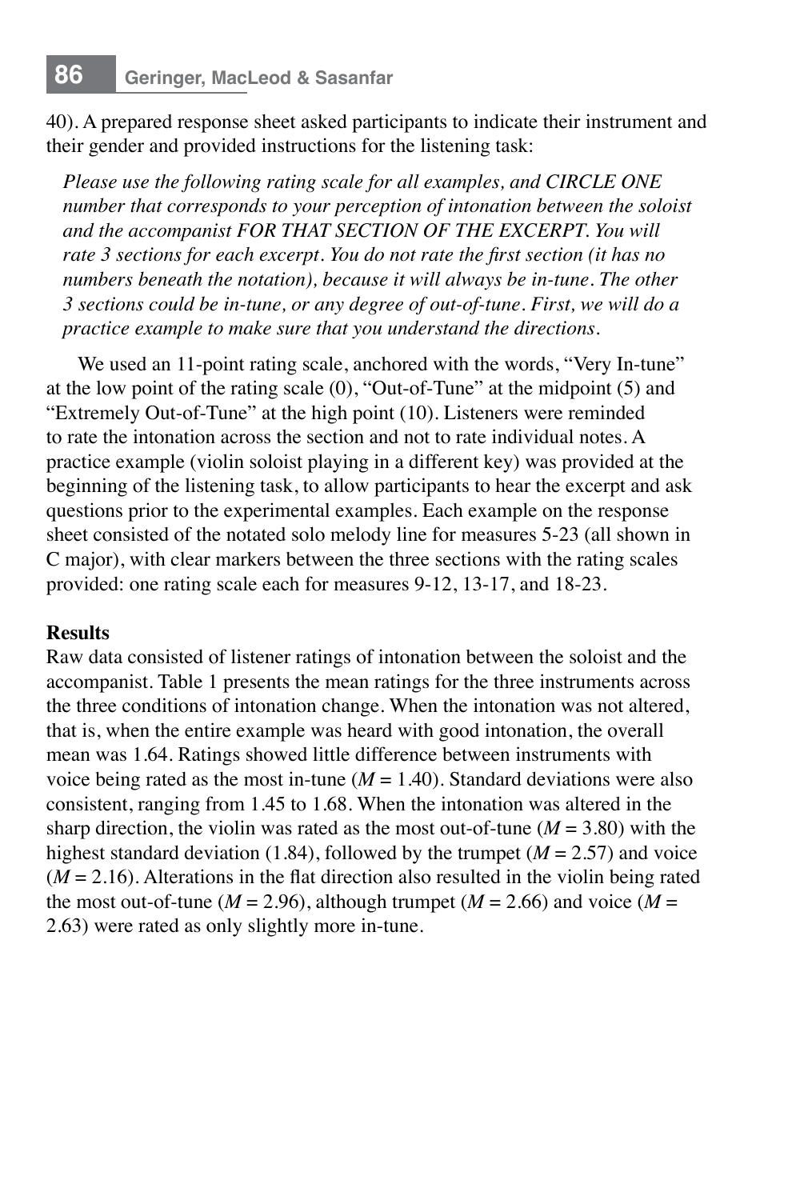40). A prepared response sheet asked participants to indicate their instrument and their gender and provided instructions for the listening task:

> *Please use the following rating scale for all examples, and CIRCLE ONE number that corresponds to your perception of intonation between the soloist and the accompanist FOR THAT SECTION OF THE EXCERPT. You will rate 3 sections for each excerpt. You do not rate the first section (it has no numbers beneath the notation), because it will always be in-tune. The other 3 sections could be in-tune, or any degree of out-of-tune. First, we will do a practice example to make sure that you understand the directions.*

We used an 11-point rating scale, anchored with the words, "Very In-tune" at the low point of the rating scale (0), "Out-of-Tune" at the midpoint (5) and "Extremely Out-of-Tune" at the high point (10). Listeners were reminded to rate the intonation across the section and not to rate individual notes. A practice example (violin soloist playing in a different key) was provided at the beginning of the listening task, to allow participants to hear the excerpt and ask questions prior to the experimental examples. Each example on the response sheet consisted of the notated solo melody line for measures 5-23 (all shown in C major), with clear markers between the three sections with the rating scales provided: one rating scale each for measures 9-12, 13-17, and 18-23.

**Results**

Raw data consisted of listener ratings of intonation between the soloist and the accompanist. Table 1 presents the mean ratings for the three instruments across the three conditions of intonation change. When the intonation was not altered, that is, when the entire example was heard with good intonation, the overall mean was 1.64. Ratings showed little difference between instruments with voice being rated as the most in-tune ($M$ = 1.40). Standard deviations were also consistent, ranging from 1.45 to 1.68. When the intonation was altered in the sharp direction, the violin was rated as the most out-of-tune ($M$ = 3.80) with the highest standard deviation (1.84), followed by the trumpet ($M$ = 2.57) and voice ($M$ = 2.16). Alterations in the flat direction also resulted in the violin being rated the most out-of-tune ($M$ = 2.96), although trumpet ($M$ = 2.66) and voice ($M$ = 2.63) were rated as only slightly more in-tune.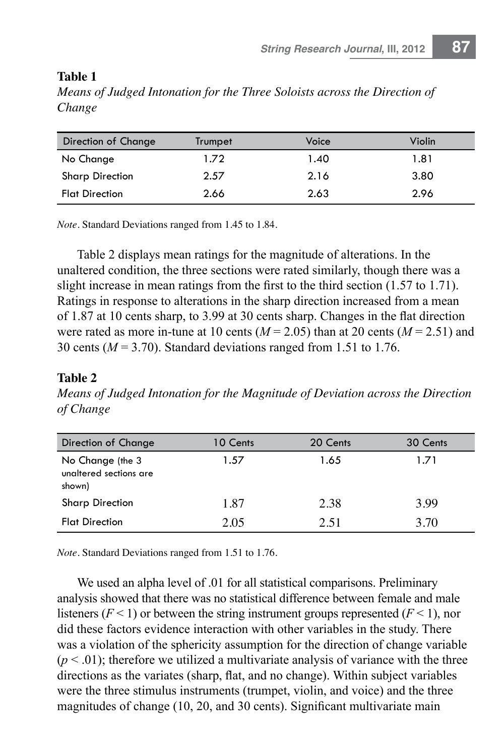**Table 1**

*Means of Judged Intonation for the Three Soloists across the Direction of Change*

| Direction of Change | Trumpet | Voice | Violin |
|---|---|---|---|
| No Change | 1.72 | 1.40 | 1.81 |
| Sharp Direction | 2.57 | 2.16 | 3.80 |
| Flat Direction | 2.66 | 2.63 | 2.96 |

*Note*. Standard Deviations ranged from 1.45 to 1.84.

Table 2 displays mean ratings for the magnitude of alterations. In the unaltered condition, the three sections were rated similarly, though there was a slight increase in mean ratings from the first to the third section (1.57 to 1.71). Ratings in response to alterations in the sharp direction increased from a mean of 1.87 at 10 cents sharp, to 3.99 at 30 cents sharp. Changes in the flat direction were rated as more in-tune at 10 cents ($M$ = 2.05) than at 20 cents ($M$ = 2.51) and 30 cents ($M$ = 3.70). Standard deviations ranged from 1.51 to 1.76.

**Table 2**

*Means of Judged Intonation for the Magnitude of Deviation across the Direction of Change*

| Direction of Change | 10 Cents | 20 Cents | 30 Cents |
|---|---|---|---|
| No Change (the 3 unaltered sections are shown) | 1.57 | 1.65 | 1.71 |
| Sharp Direction | 1.87 | 2.38 | 3.99 |
| Flat Direction | 2.05 | 2.51 | 3.70 |

*Note*. Standard Deviations ranged from 1.51 to 1.76.

We used an alpha level of .01 for all statistical comparisons. Preliminary analysis showed that there was no statistical difference between female and male listeners ($F < 1$) or between the string instrument groups represented ($F < 1$), nor did these factors evidence interaction with other variables in the study. There was a violation of the sphericity assumption for the direction of change variable ($p < .01$); therefore we utilized a multivariate analysis of variance with the three directions as the variates (sharp, flat, and no change). Within subject variables were the three stimulus instruments (trumpet, violin, and voice) and the three magnitudes of change (10, 20, and 30 cents). Significant multivariate main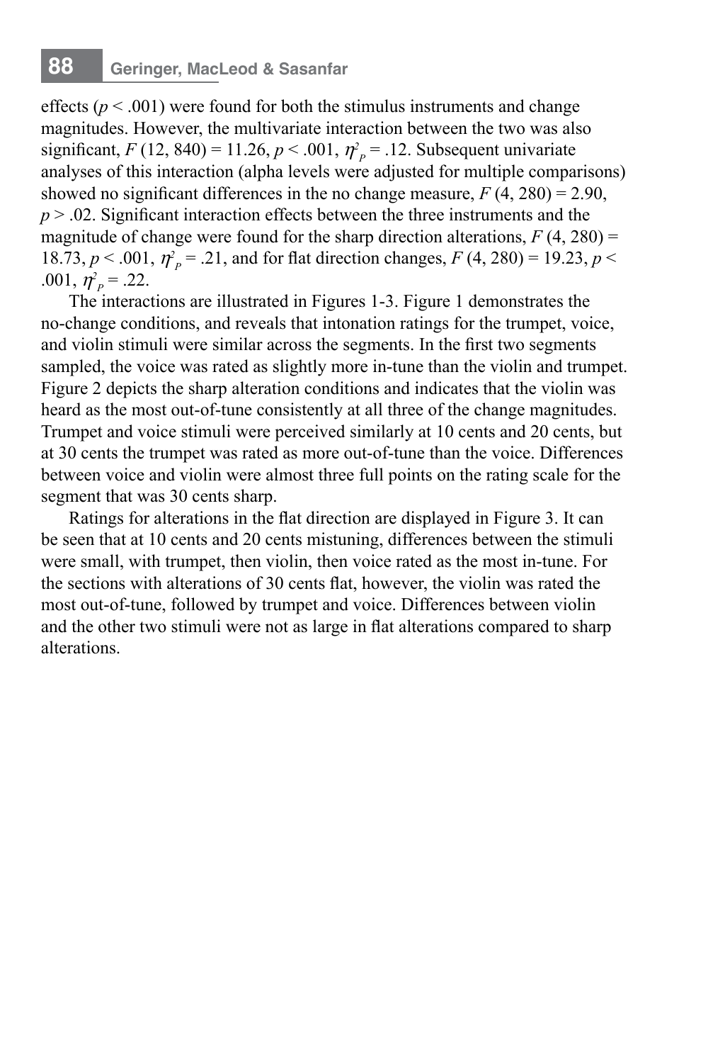effects ($p < .001$) were found for both the stimulus instruments and change magnitudes. However, the multivariate interaction between the two was also significant, $F(12, 840) = 11.26$, $p < .001$, $\eta^2_p = .12$. Subsequent univariate analyses of this interaction (alpha levels were adjusted for multiple comparisons) showed no significant differences in the no change measure, $F(4, 280) = 2.90$, $p > .02$. Significant interaction effects between the three instruments and the magnitude of change were found for the sharp direction alterations, $F(4, 280) = 18.73$, $p < .001$, $\eta^2_p = .21$, and for flat direction changes, $F(4, 280) = 19.23$, $p < .001$, $\eta^2_p = .22$.

The interactions are illustrated in Figures 1-3. Figure 1 demonstrates the no-change conditions, and reveals that intonation ratings for the trumpet, voice, and violin stimuli were similar across the segments. In the first two segments sampled, the voice was rated as slightly more in-tune than the violin and trumpet. Figure 2 depicts the sharp alteration conditions and indicates that the violin was heard as the most out-of-tune consistently at all three of the change magnitudes. Trumpet and voice stimuli were perceived similarly at 10 cents and 20 cents, but at 30 cents the trumpet was rated as more out-of-tune than the voice. Differences between voice and violin were almost three full points on the rating scale for the segment that was 30 cents sharp.

Ratings for alterations in the flat direction are displayed in Figure 3. It can be seen that at 10 cents and 20 cents mistuning, differences between the stimuli were small, with trumpet, then violin, then voice rated as the most in-tune. For the sections with alterations of 30 cents flat, however, the violin was rated the most out-of-tune, followed by trumpet and voice. Differences between violin and the other two stimuli were not as large in flat alterations compared to sharp alterations.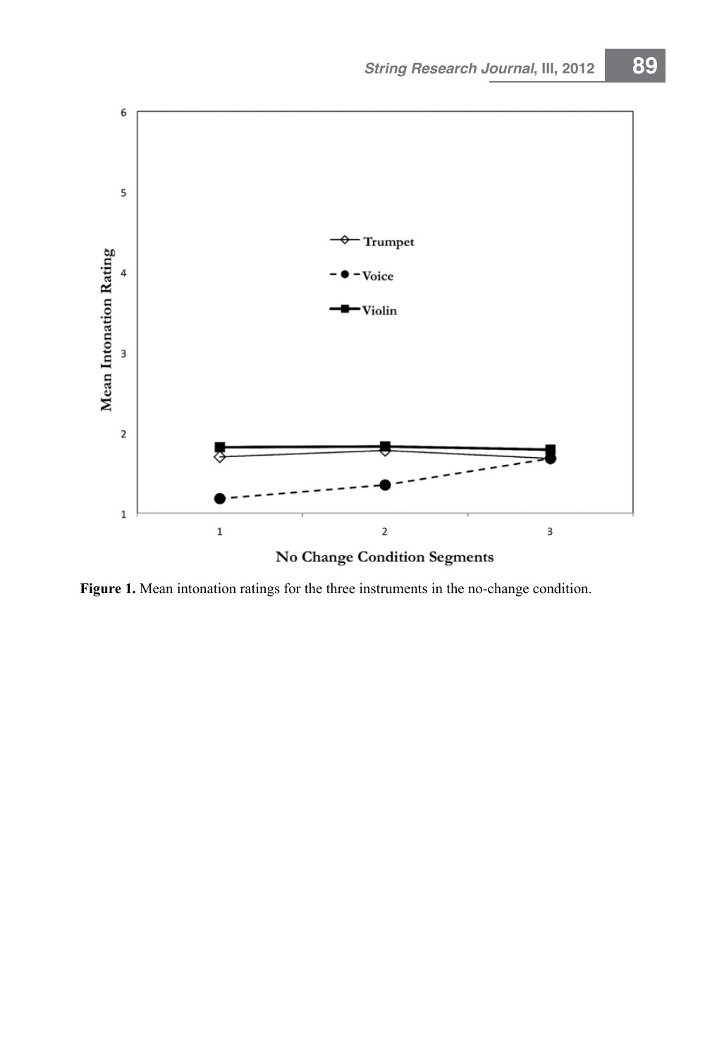**Figure 1.** Mean intonation ratings for the three instruments in the no-change condition.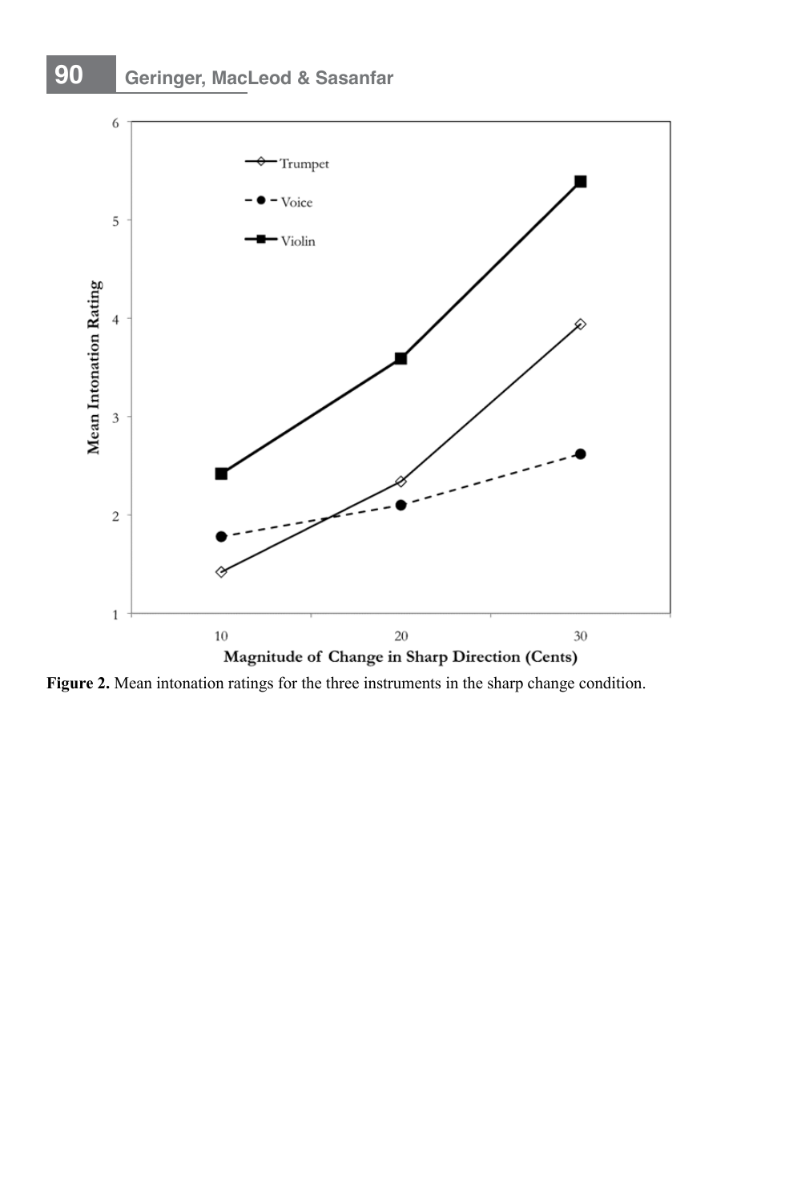Figure 2. Mean intonation ratings for the three instruments in the sharp change condition.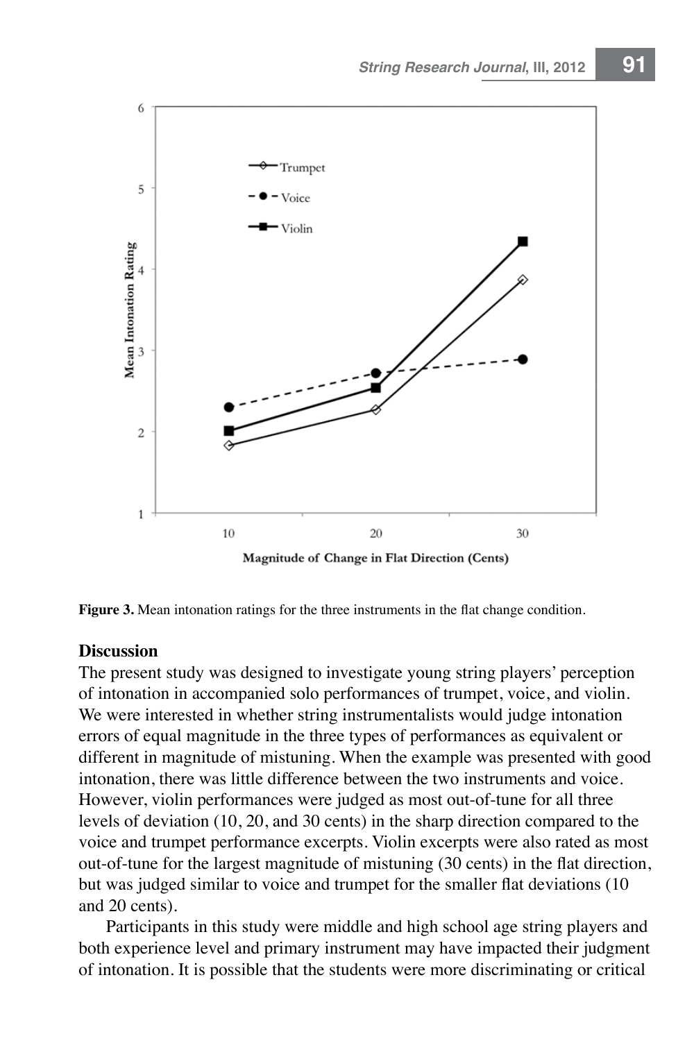**Figure 3.** Mean intonation ratings for the three instruments in the flat change condition.

## Discussion

The present study was designed to investigate young string players' perception of intonation in accompanied solo performances of trumpet, voice, and violin. We were interested in whether string instrumentalists would judge intonation errors of equal magnitude in the three types of performances as equivalent or different in magnitude of mistuning. When the example was presented with good intonation, there was little difference between the two instruments and voice. However, violin performances were judged as most out-of-tune for all three levels of deviation (10, 20, and 30 cents) in the sharp direction compared to the voice and trumpet performance excerpts. Violin excerpts were also rated as most out-of-tune for the largest magnitude of mistuning (30 cents) in the flat direction, but was judged similar to voice and trumpet for the smaller flat deviations (10 and 20 cents).

Participants in this study were middle and high school age string players and both experience level and primary instrument may have impacted their judgment of intonation. It is possible that the students were more discriminating or critical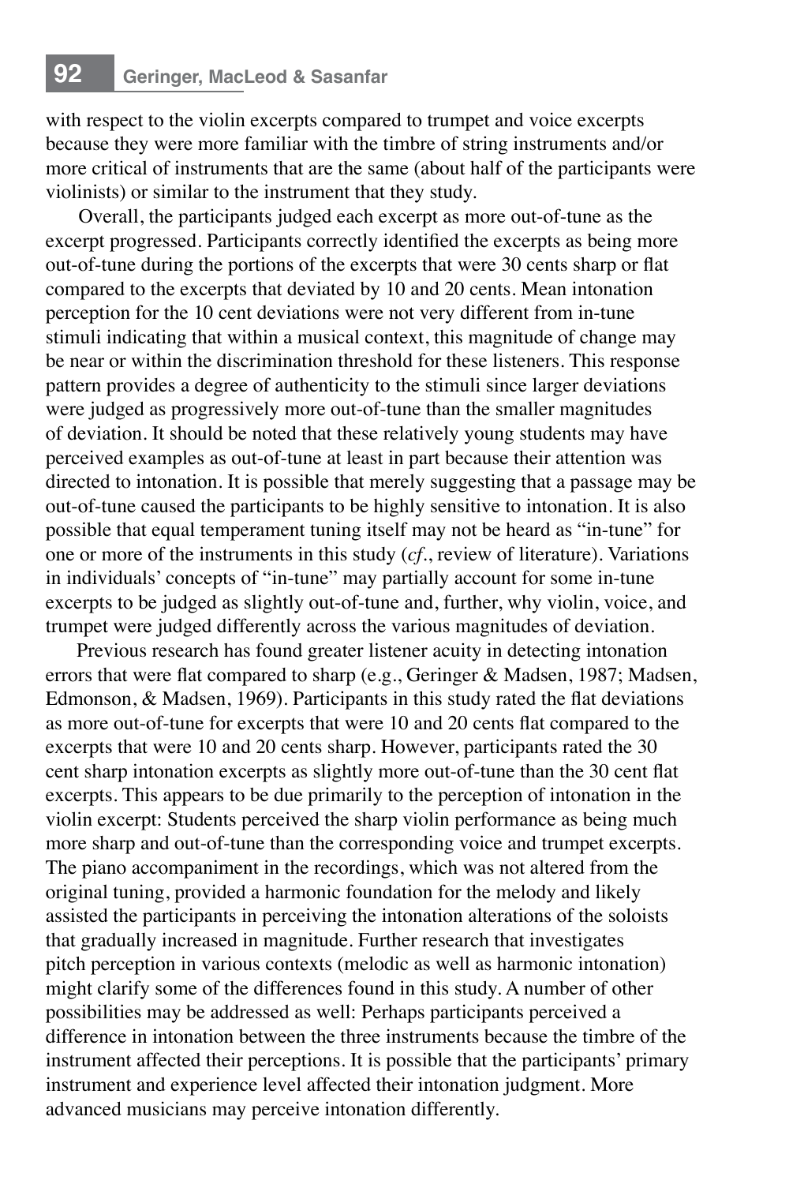with respect to the violin excerpts compared to trumpet and voice excerpts because they were more familiar with the timbre of string instruments and/or more critical of instruments that are the same (about half of the participants were violinists) or similar to the instrument that they study.

Overall, the participants judged each excerpt as more out-of-tune as the excerpt progressed. Participants correctly identified the excerpts as being more out-of-tune during the portions of the excerpts that were 30 cents sharp or flat compared to the excerpts that deviated by 10 and 20 cents. Mean intonation perception for the 10 cent deviations were not very different from in-tune stimuli indicating that within a musical context, this magnitude of change may be near or within the discrimination threshold for these listeners. This response pattern provides a degree of authenticity to the stimuli since larger deviations were judged as progressively more out-of-tune than the smaller magnitudes of deviation. It should be noted that these relatively young students may have perceived examples as out-of-tune at least in part because their attention was directed to intonation. It is possible that merely suggesting that a passage may be out-of-tune caused the participants to be highly sensitive to intonation. It is also possible that equal temperament tuning itself may not be heard as "in-tune" for one or more of the instruments in this study (*cf.*, review of literature). Variations in individuals' concepts of "in-tune" may partially account for some in-tune excerpts to be judged as slightly out-of-tune and, further, why violin, voice, and trumpet were judged differently across the various magnitudes of deviation.

Previous research has found greater listener acuity in detecting intonation errors that were flat compared to sharp (e.g., Geringer & Madsen, 1987; Madsen, Edmonson, & Madsen, 1969). Participants in this study rated the flat deviations as more out-of-tune for excerpts that were 10 and 20 cents flat compared to the excerpts that were 10 and 20 cents sharp. However, participants rated the 30 cent sharp intonation excerpts as slightly more out-of-tune than the 30 cent flat excerpts. This appears to be due primarily to the perception of intonation in the violin excerpt: Students perceived the sharp violin performance as being much more sharp and out-of-tune than the corresponding voice and trumpet excerpts. The piano accompaniment in the recordings, which was not altered from the original tuning, provided a harmonic foundation for the melody and likely assisted the participants in perceiving the intonation alterations of the soloists that gradually increased in magnitude. Further research that investigates pitch perception in various contexts (melodic as well as harmonic intonation) might clarify some of the differences found in this study. A number of other possibilities may be addressed as well: Perhaps participants perceived a difference in intonation between the three instruments because the timbre of the instrument affected their perceptions. It is possible that the participants' primary instrument and experience level affected their intonation judgment. More advanced musicians may perceive intonation differently.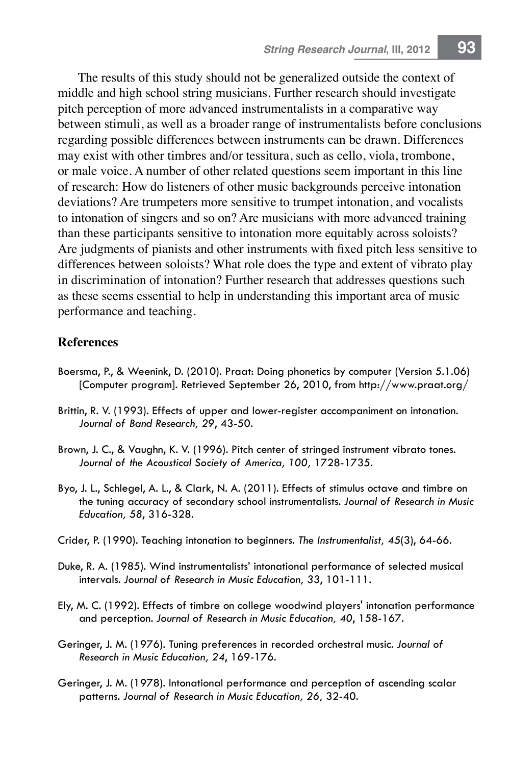The results of this study should not be generalized outside the context of middle and high school string musicians. Further research should investigate pitch perception of more advanced instrumentalists in a comparative way between stimuli, as well as a broader range of instrumentalists before conclusions regarding possible differences between instruments can be drawn. Differences may exist with other timbres and/or tessitura, such as cello, viola, trombone, or male voice. A number of other related questions seem important in this line of research: How do listeners of other music backgrounds perceive intonation deviations? Are trumpeters more sensitive to trumpet intonation, and vocalists to intonation of singers and so on? Are musicians with more advanced training than these participants sensitive to intonation more equitably across soloists? Are judgments of pianists and other instruments with fixed pitch less sensitive to differences between soloists? What role does the type and extent of vibrato play in discrimination of intonation? Further research that addresses questions such as these seems essential to help in understanding this important area of music performance and teaching.

## References

Boersma, P., & Weenink, D. (2010). Praat: Doing phonetics by computer (Version 5.1.06) [Computer program]. Retrieved September 26, 2010, from http://www.praat.org/

Brittin, R. V. (1993). Effects of upper and lower-register accompaniment on intonation. *Journal of Band Research, 29*, 43-50.

Brown, J. C., & Vaughn, K. V. (1996). Pitch center of stringed instrument vibrato tones. *Journal of the Acoustical Society of America, 100,* 1728-1735.

Byo, J. L., Schlegel, A. L., & Clark, N. A. (2011). Effects of stimulus octave and timbre on the tuning accuracy of secondary school instrumentalists. *Journal of Research in Music Education, 58*, 316-328.

Crider, P. (1990). Teaching intonation to beginners. *The Instrumentalist, 45*(3), 64-66.

Duke, R. A. (1985). Wind instrumentalists' intonational performance of selected musical intervals. *Journal of Research in Music Education, 33*, 101-111.

Ely, M. C. (1992). Effects of timbre on college woodwind players' intonation performance and perception. *Journal of Research in Music Education, 40*, 158-167.

Geringer, J. M. (1976). Tuning preferences in recorded orchestral music. *Journal of Research in Music Education, 24*, 169-176.

Geringer, J. M. (1978). Intonational performance and perception of ascending scalar patterns. *Journal of Research in Music Education, 26,* 32-40.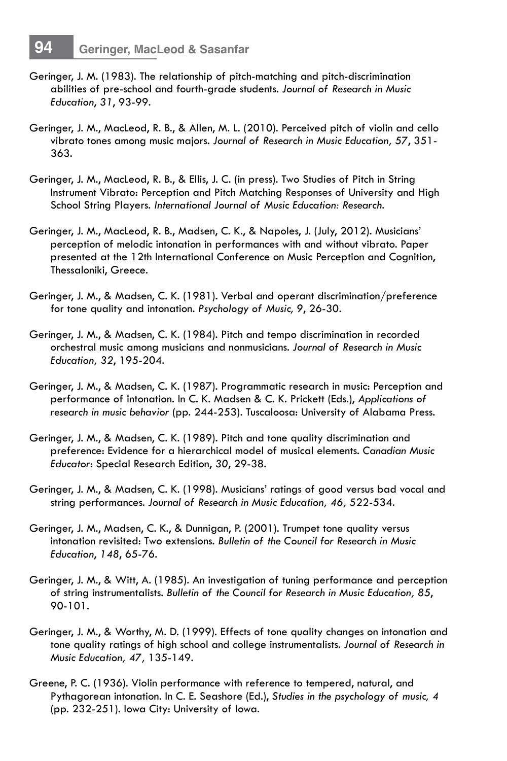Geringer, J. M. (1983). The relationship of pitch-matching and pitch-discrimination abilities of pre-school and fourth-grade students. *Journal of Research in Music Education*, *31*, 93-99.

Geringer, J. M., MacLeod, R. B., & Allen, M. L. (2010). Perceived pitch of violin and cello vibrato tones among music majors. *Journal of Research in Music Education, 57*, 351-363.

Geringer, J. M., MacLeod, R. B., & Ellis, J. C. (in press). Two Studies of Pitch in String Instrument Vibrato: Perception and Pitch Matching Responses of University and High School String Players. *International Journal of Music Education: Research.*

Geringer, J. M., MacLeod, R. B., Madsen, C. K., & Napoles, J. (July, 2012). Musicians' perception of melodic intonation in performances with and without vibrato. Paper presented at the 12th International Conference on Music Perception and Cognition, Thessaloniki, Greece.

Geringer, J. M., & Madsen, C. K. (1981). Verbal and operant discrimination/preference for tone quality and intonation. *Psychology of Music, 9*, 26-30.

Geringer, J. M., & Madsen, C. K. (1984). Pitch and tempo discrimination in recorded orchestral music among musicians and nonmusicians. *Journal of Research in Music Education, 32*, 195-204.

Geringer, J. M., & Madsen, C. K. (1987). Programmatic research in music: Perception and performance of intonation. In C. K. Madsen & C. K. Prickett (Eds.), *Applications of research in music behavior* (pp. 244-253). Tuscaloosa: University of Alabama Press.

Geringer, J. M., & Madsen, C. K. (1989). Pitch and tone quality discrimination and preference: Evidence for a hierarchical model of musical elements. *Canadian Music Educator*: Special Research Edition, *30*, 29-38.

Geringer, J. M., & Madsen, C. K. (1998). Musicians' ratings of good versus bad vocal and string performances. *Journal of Research in Music Education, 46*, 522-534.

Geringer, J. M., Madsen, C. K., & Dunnigan, P. (2001). Trumpet tone quality versus intonation revisited: Two extensions. *Bulletin of the Council for Research in Music Education*, *148*, 65-76.

Geringer, J. M., & Witt, A. (1985). An investigation of tuning performance and perception of string instrumentalists. *Bulletin of the Council for Research in Music Education, 85*, 90-101.

Geringer, J. M., & Worthy, M. D. (1999). Effects of tone quality changes on intonation and tone quality ratings of high school and college instrumentalists. *Journal of Research in Music Education, 47*, 135-149.

Greene, P. C. (1936). Violin performance with reference to tempered, natural, and Pythagorean intonation. In C. E. Seashore (Ed.), *Studies in the psychology of music, 4* (pp. 232-251). Iowa City: University of Iowa.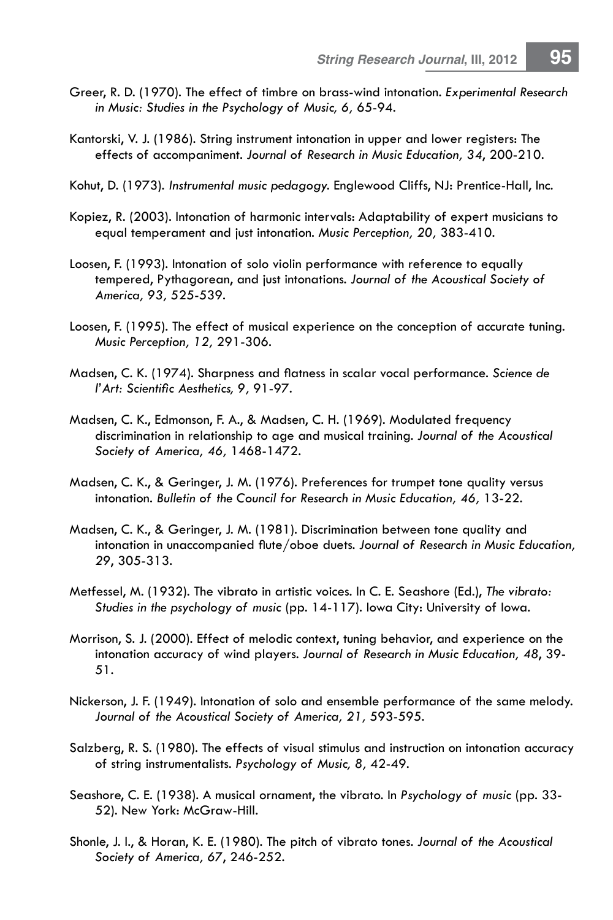Greer, R. D. (1970). The effect of timbre on brass-wind intonation. *Experimental Research in Music: Studies in the Psychology of Music, 6*, 65-94.

Kantorski, V. J. (1986). String instrument intonation in upper and lower registers: The effects of accompaniment. *Journal of Research in Music Education, 34*, 200-210.

Kohut, D. (1973). *Instrumental music pedagogy.* Englewood Cliffs, NJ: Prentice-Hall, Inc.

Kopiez, R. (2003). Intonation of harmonic intervals: Adaptability of expert musicians to equal temperament and just intonation. *Music Perception, 20*, 383-410.

Loosen, F. (1993). Intonation of solo violin performance with reference to equally tempered, Pythagorean, and just intonations. *Journal of the Acoustical Society of America, 93*, 525-539.

Loosen, F. (1995). The effect of musical experience on the conception of accurate tuning. *Music Perception, 12*, 291-306.

Madsen, C. K. (1974). Sharpness and flatness in scalar vocal performance. *Science de l'Art: Scientific Aesthetics, 9*, 91-97.

Madsen, C. K., Edmonson, F. A., & Madsen, C. H. (1969). Modulated frequency discrimination in relationship to age and musical training. *Journal of the Acoustical Society of America, 46*, 1468-1472.

Madsen, C. K., & Geringer, J. M. (1976). Preferences for trumpet tone quality versus intonation. *Bulletin of the Council for Research in Music Education, 46*, 13-22.

Madsen, C. K., & Geringer, J. M. (1981). Discrimination between tone quality and intonation in unaccompanied flute/oboe duets. *Journal of Research in Music Education, 29*, 305-313.

Metfessel, M. (1932). The vibrato in artistic voices. In C. E. Seashore (Ed.), *The vibrato: Studies in the psychology of music* (pp. 14-117). Iowa City: University of Iowa.

Morrison, S. J. (2000). Effect of melodic context, tuning behavior, and experience on the intonation accuracy of wind players. *Journal of Research in Music Education, 48*, 39-51.

Nickerson, J. F. (1949). Intonation of solo and ensemble performance of the same melody. *Journal of the Acoustical Society of America, 21*, 593-595.

Salzberg, R. S. (1980). The effects of visual stimulus and instruction on intonation accuracy of string instrumentalists. *Psychology of Music, 8*, 42-49.

Seashore, C. E. (1938). A musical ornament, the vibrato. In *Psychology of music* (pp. 33-52). New York: McGraw-Hill.

Shonle, J. I., & Horan, K. E. (1980). The pitch of vibrato tones. *Journal of the Acoustical Society of America, 67*, 246-252.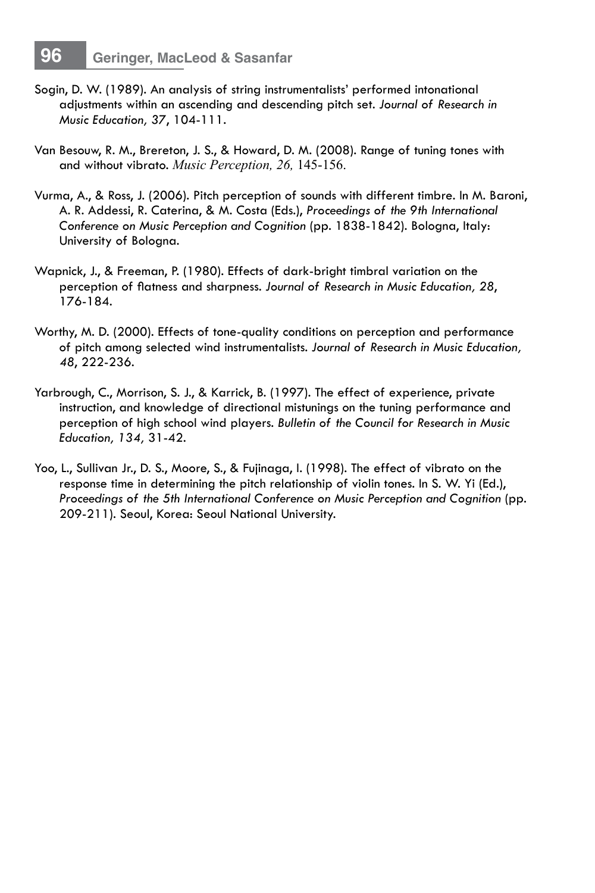Sogin, D. W. (1989). An analysis of string instrumentalists' performed intonational adjustments within an ascending and descending pitch set. *Journal of Research in Music Education, 37*, 104-111.

Van Besouw, R. M., Brereton, J. S., & Howard, D. M. (2008). Range of tuning tones with and without vibrato. *Music Perception, 26,* 145-156.

Vurma, A., & Ross, J. (2006). Pitch perception of sounds with different timbre. In M. Baroni, A. R. Addessi, R. Caterina, & M. Costa (Eds.), *Proceedings of the 9th International Conference on Music Perception and Cognition* (pp. 1838-1842). Bologna, Italy: University of Bologna.

Wapnick, J., & Freeman, P. (1980). Effects of dark-bright timbral variation on the perception of flatness and sharpness. *Journal of Research in Music Education, 28*, 176-184.

Worthy, M. D. (2000). Effects of tone-quality conditions on perception and performance of pitch among selected wind instrumentalists. *Journal of Research in Music Education, 48*, 222-236.

Yarbrough, C., Morrison, S. J., & Karrick, B. (1997). The effect of experience, private instruction, and knowledge of directional mistunings on the tuning performance and perception of high school wind players. *Bulletin of the Council for Research in Music Education, 134,* 31-42.

Yoo, L., Sullivan Jr., D. S., Moore, S., & Fujinaga, I. (1998). The effect of vibrato on the response time in determining the pitch relationship of violin tones. In S. W. Yi (Ed.), *Proceedings of the 5th International Conference on Music Perception and Cognition* (pp. 209-211). Seoul, Korea: Seoul National University.